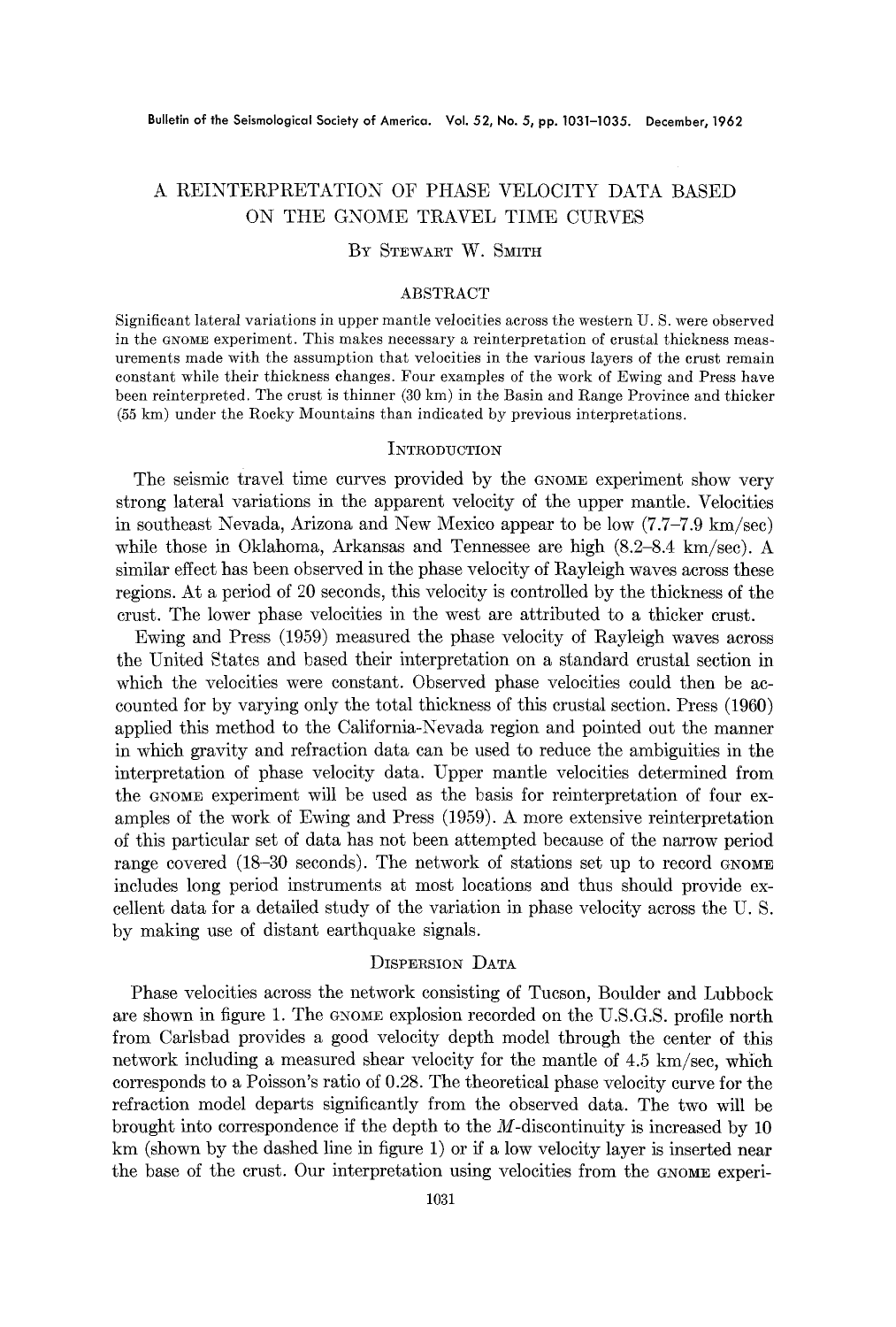# A REINTERPRETATION OF PHASE VELOCITY DATA BASED ON THE GNOME TRAVEL TIME CURVES

By Stewart W. Smith

## ABSTRACT

Significant lateral variations in upper mantle velocities across the western U. S. were observed in the GNOME experiment. This makes necessary a reinterpretation of crustal thickness measurements made with the assumption that velocities in the various layers of the crust remain constant while their thickness changes. Four examples of the work of Ewing and Press have been reinterpreted. The crust is thinner (30 km) in the Basin and Range Province and thicker (55 km) under the Rocky Mountains than indicated by previous interpretations.

## INTRODUCTION

The seismic travel time curves provided by the GNOME experiment show very strong lateral variations in the apparent velocity of the upper mantle. Velocities in southeast Nevada, Arizona and New Mexico appear to be low (7.7–7.9 km/sec) while those in Oklahoma, Arkansas and Tennessee are high (8.2–8.4 km/sec). A similar effect has been observed in the phase velocity of Rayleigh waves across these regions. At a period of 20 seconds, this velocity is controlled by the thickness of the crust. The lower phase velocities in the west are attributed to a thicker crust.

Ewing and Press (1959) measured the phase velocity of Rayleigh waves across the United States and based their interpretation on a standard crustal section in which the velocities were constant. Observed phase velocities could then be accounted for by varying only the total thickness of this crustal section. Press (1960) applied this method to the California-Nevada region and pointed out the manner in which gravity and refraction data can be used to reduce the ambiguities in the interpretation of phase velocity data. Upper mantle velocities determined from the GNOME experiment will be used as the basis for reinterpretation of four examples of the work of Ewing and Press (1959). A more extensive reinterpretation of this particular set of data has not been attempted because of the narrow period range covered (18–30 seconds). The network of stations set up to record GNOME includes long period instruments at most locations and thus should provide excellent data for a detailed study of the variation in phase velocity across the U. S. by making use of distant earthquake signals.

## DISPERSION DATA

Phase velocities across the network consisting of Tucson, Boulder and Lubbock are shown in figure 1. The GNOME explosion recorded on the U.S.G.S. profile north from Carlsbad provides a good velocity depth model through the center of this network including a measured shear velocity for the mantle of 4.5 km/sec, which corresponds to a Poisson's ratio of 0.28. The theoretical phase velocity curve for the refraction model departs significantly from the observed data. The two will be brought into correspondence if the depth to the $M$-discontinuity is increased by 10 km (shown by the dashed line in figure 1) or if a low velocity layer is inserted near the base of the crust. Our interpretation using velocities from the GNOME experi-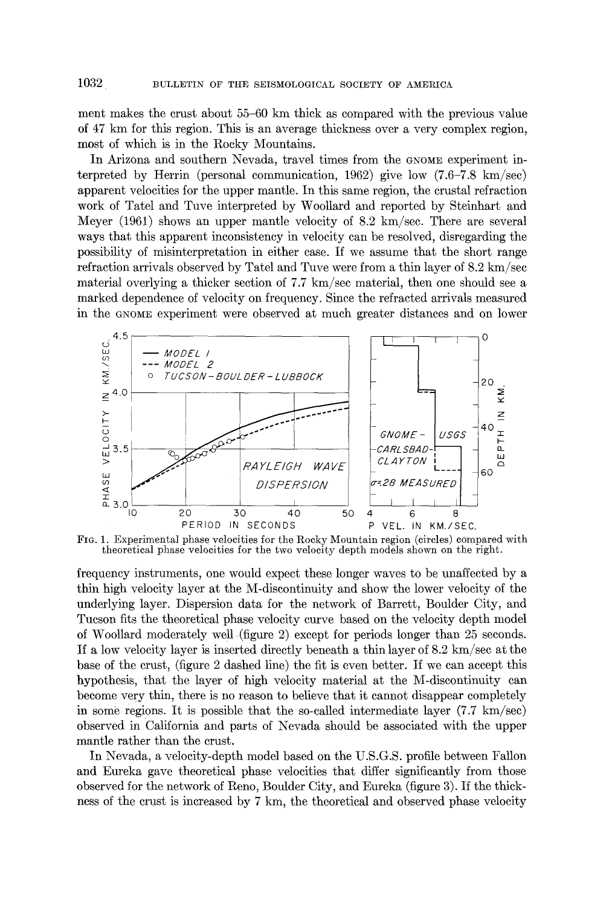ment makes the crust about 55–60 km thick as compared with the previous value of 47 km for this region. This is an average thickness over a very complex region, most of which is in the Rocky Mountains.

In Arizona and southern Nevada, travel times from the GNOME experiment interpreted by Herrin (personal communication, 1962) give low (7.6–7.8 km/sec) apparent velocities for the upper mantle. In this same region, the crustal refraction work of Tatel and Tuve interpreted by Woollard and reported by Steinhart and Meyer (1961) shows an upper mantle velocity of 8.2 km/sec. There are several ways that this apparent inconsistency in velocity can be resolved, disregarding the possibility of misinterpretation in either case. If we assume that the short range refraction arrivals observed by Tatel and Tuve were from a thin layer of 8.2 km/sec material overlying a thicker section of 7.7 km/sec material, then one should see a marked dependence of velocity on frequency. Since the refracted arrivals measured in the GNOME experiment were observed at much greater distances and on lower frequency instruments, one would expect these longer waves to be unaffected by a thin high velocity layer at the M-discontinuity and show the lower velocity of the underlying layer. Dispersion data for the network of Barrett, Boulder City, and Tucson fits the theoretical phase velocity curve based on the velocity depth model of Woollard moderately well (figure 2) except for periods longer than 25 seconds. If a low velocity layer is inserted directly beneath a thin layer of 8.2 km/sec at the base of the crust, (figure 2 dashed line) the fit is even better. If we can accept this hypothesis, that the layer of high velocity material at the M-discontinuity can become very thin, there is no reason to believe that it cannot disappear completely in some regions. It is possible that the so-called intermediate layer (7.7 km/sec) observed in California and parts of Nevada should be associated with the upper mantle rather than the crust.

FIG. 1. Experimental phase velocities for the Rocky Mountain region (circles) compared with theoretical phase velocities for the two velocity depth models shown on the right.

In Nevada, a velocity-depth model based on the U.S.G.S. profile between Fallon and Eureka gave theoretical phase velocities that differ significantly from those observed for the network of Reno, Boulder City, and Eureka (figure 3). If the thickness of the crust is increased by 7 km, the theoretical and observed phase velocity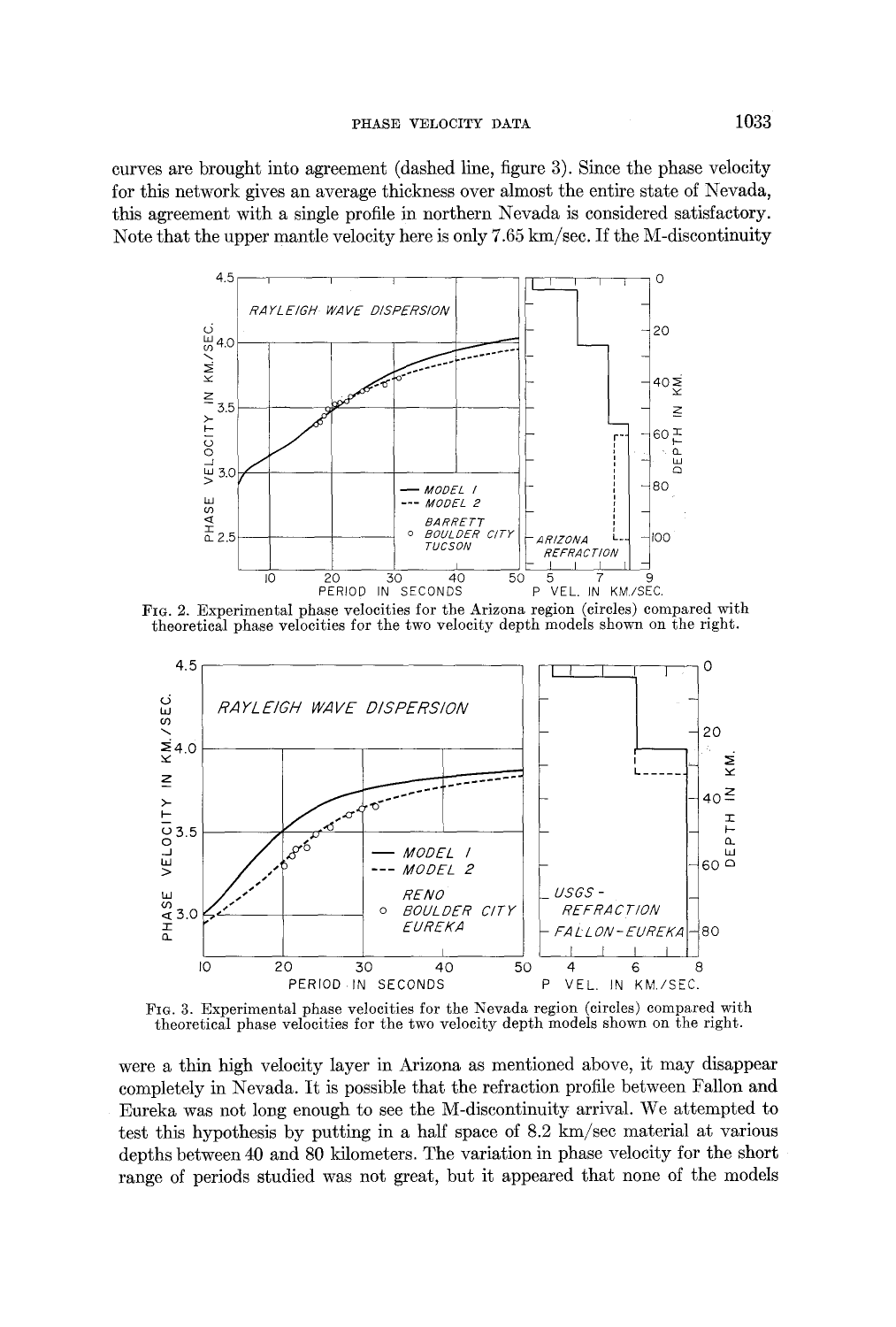curves are brought into agreement (dashed line, figure 3). Since the phase velocity for this network gives an average thickness over almost the entire state of Nevada, this agreement with a single profile in northern Nevada is considered satisfactory. Note that the upper mantle velocity here is only 7.65 km/sec. If the M-discontinuity

FIG. 2. Experimental phase velocities for the Arizona region (circles) compared with theoretical phase velocities for the two velocity depth models shown on the right.

FIG. 3. Experimental phase velocities for the Nevada region (circles) compared with theoretical phase velocities for the two velocity depth models shown on the right.

were a thin high velocity layer in Arizona as mentioned above, it may disappear completely in Nevada. It is possible that the refraction profile between Fallon and Eureka was not long enough to see the M-discontinuity arrival. We attempted to test this hypothesis by putting in a half space of 8.2 km/sec material at various depths between 40 and 80 kilometers. The variation in phase velocity for the short range of periods studied was not great, but it appeared that none of the models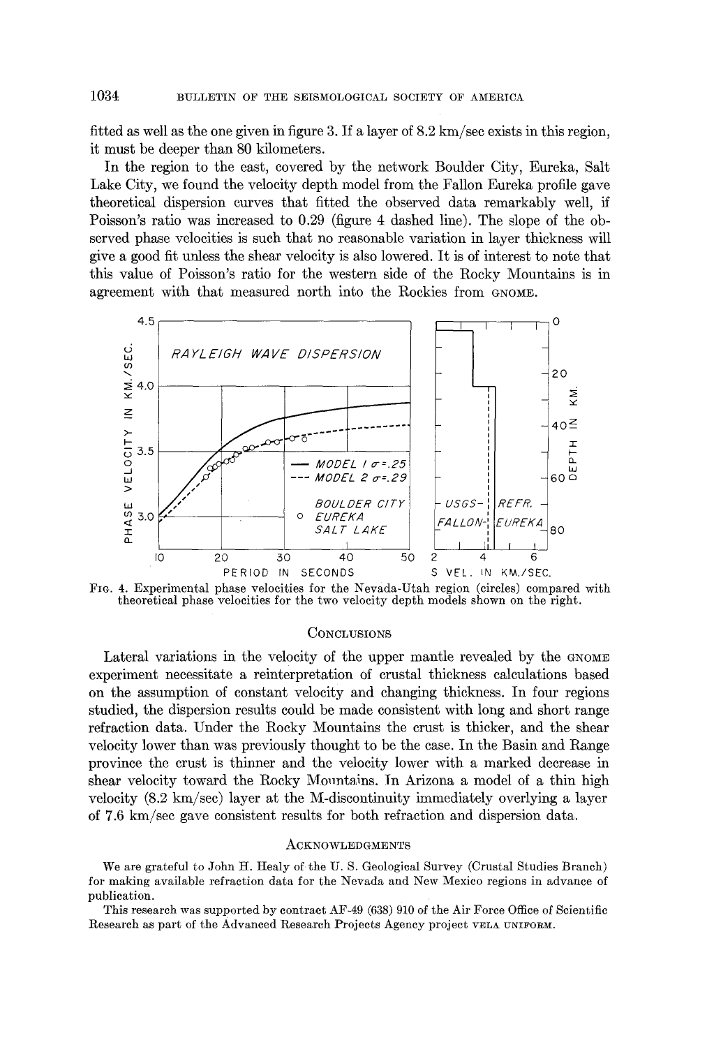fitted as well as the one given in figure 3. If a layer of 8.2 km/sec exists in this region, it must be deeper than 80 kilometers.

In the region to the east, covered by the network Boulder City, Eureka, Salt Lake City, we found the velocity depth model from the Fallon Eureka profile gave theoretical dispersion curves that fitted the observed data remarkably well, if Poisson's ratio was increased to 0.29 (figure 4 dashed line). The slope of the observed phase velocities is such that no reasonable variation in layer thickness will give a good fit unless the shear velocity is also lowered. It is of interest to note that this value of Poisson's ratio for the western side of the Rocky Mountains is in agreement with that measured north into the Rockies from GNOME.

FIG. 4. Experimental phase velocities for the Nevada-Utah region (circles) compared with theoretical phase velocities for the two velocity depth models shown on the right.

## CONCLUSIONS

Lateral variations in the velocity of the upper mantle revealed by the GNOME experiment necessitate a reinterpretation of crustal thickness calculations based on the assumption of constant velocity and changing thickness. In four regions studied, the dispersion results could be made consistent with long and short range refraction data. Under the Rocky Mountains the crust is thicker, and the shear velocity lower than was previously thought to be the case. In the Basin and Range province the crust is thinner and the velocity lower with a marked decrease in shear velocity toward the Rocky Mountains. In Arizona a model of a thin high velocity (8.2 km/sec) layer at the M-discontinuity immediately overlying a layer of 7.6 km/sec gave consistent results for both refraction and dispersion data.

## ACKNOWLEDGMENTS

We are grateful to John H. Healy of the U. S. Geological Survey (Crustal Studies Branch) for making available refraction data for the Nevada and New Mexico regions in advance of publication.

This research was supported by contract AF-49 (638) 910 of the Air Force Office of Scientific Research as part of the Advanced Research Projects Agency project VELA UNIFORM.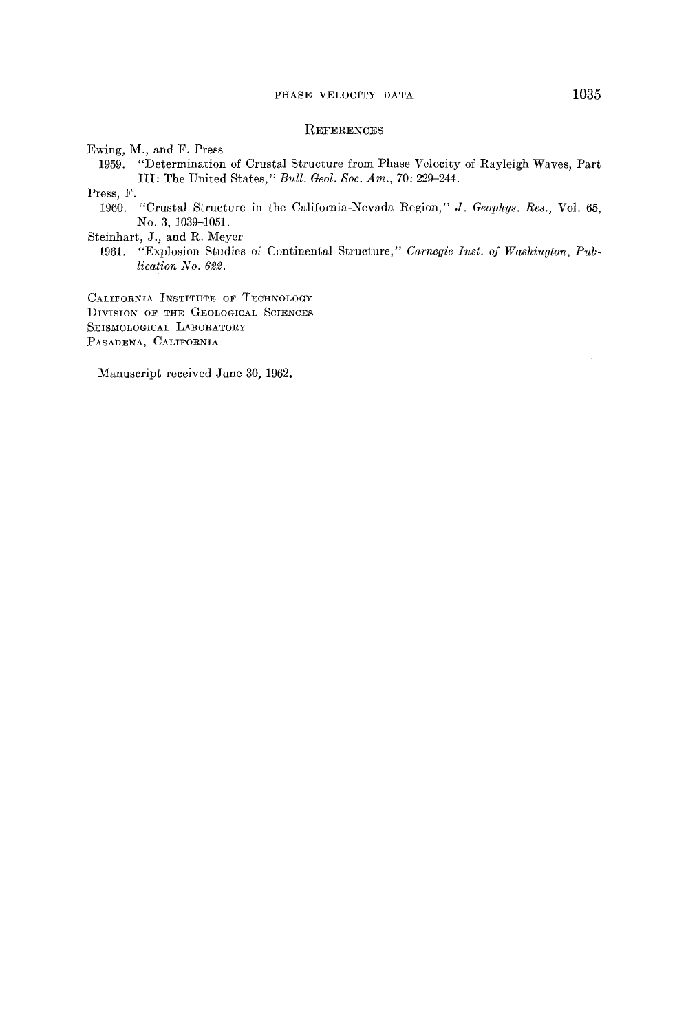## References

Ewing, M., and F. Press
1959. "Determination of Crustal Structure from Phase Velocity of Rayleigh Waves, Part III: The United States," *Bull. Geol. Soc. Am.*, 70: 229–244.

Press, F.
1960. "Crustal Structure in the California-Nevada Region," *J. Geophys. Res.*, Vol. 65, No. 3, 1039–1051.

Steinhart, J., and R. Meyer
1961. "Explosion Studies of Continental Structure," *Carnegie Inst. of Washington, Publication No. 622.*

California Institute of Technology
Division of the Geological Sciences
Seismological Laboratory
Pasadena, California

Manuscript received June 30, 1962.